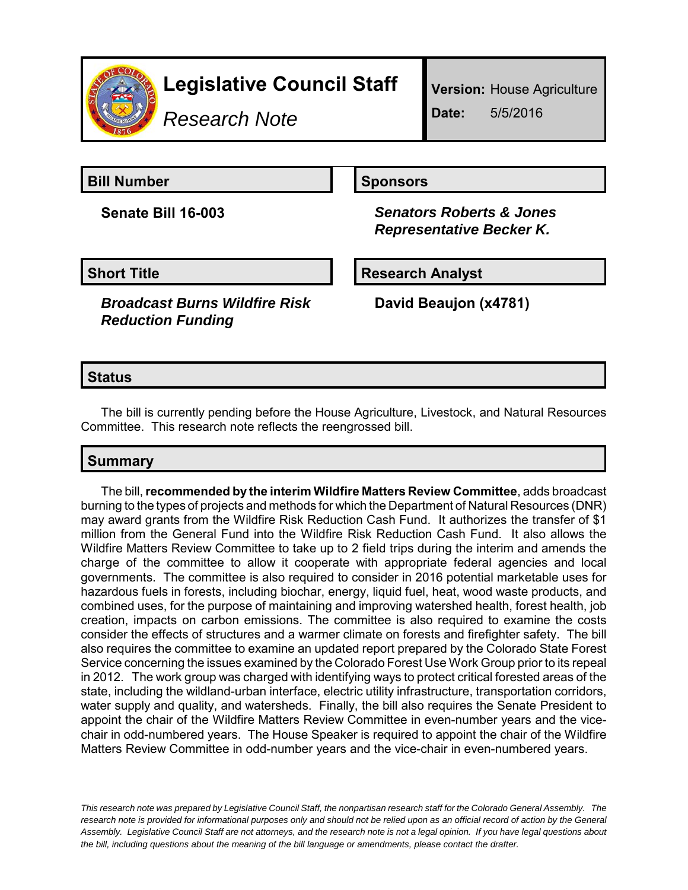# Legislative Council Staff

*Research Note*

**Version:** House Agriculture

**Date:** 5/5/2016

## Bill Number

**Senate Bill 16-003**

## Sponsors

***Senators Roberts & Jones***
***Representative Becker K.***

## Short Title

***Broadcast Burns Wildfire Risk Reduction Funding***

## Research Analyst

**David Beaujon (x4781)**

## Status

The bill is currently pending before the House Agriculture, Livestock, and Natural Resources Committee. This research note reflects the reengrossed bill.

## Summary

The bill, **recommended by the interim Wildfire Matters Review Committee**, adds broadcast burning to the types of projects and methods for which the Department of Natural Resources (DNR) may award grants from the Wildfire Risk Reduction Cash Fund. It authorizes the transfer of $1 million from the General Fund into the Wildfire Risk Reduction Cash Fund. It also allows the Wildfire Matters Review Committee to take up to 2 field trips during the interim and amends the charge of the committee to allow it cooperate with appropriate federal agencies and local governments. The committee is also required to consider in 2016 potential marketable uses for hazardous fuels in forests, including biochar, energy, liquid fuel, heat, wood waste products, and combined uses, for the purpose of maintaining and improving watershed health, forest health, job creation, impacts on carbon emissions. The committee is also required to examine the costs consider the effects of structures and a warmer climate on forests and firefighter safety. The bill also requires the committee to examine an updated report prepared by the Colorado State Forest Service concerning the issues examined by the Colorado Forest Use Work Group prior to its repeal in 2012. The work group was charged with identifying ways to protect critical forested areas of the state, including the wildland-urban interface, electric utility infrastructure, transportation corridors, water supply and quality, and watersheds. Finally, the bill also requires the Senate President to appoint the chair of the Wildfire Matters Review Committee in even-number years and the vice-chair in odd-numbered years. The House Speaker is required to appoint the chair of the Wildfire Matters Review Committee in odd-number years and the vice-chair in even-numbered years.

*This research note was prepared by Legislative Council Staff, the nonpartisan research staff for the Colorado General Assembly. The research note is provided for informational purposes only and should not be relied upon as an official record of action by the General Assembly. Legislative Council Staff are not attorneys, and the research note is not a legal opinion. If you have legal questions about the bill, including questions about the meaning of the bill language or amendments, please contact the drafter.*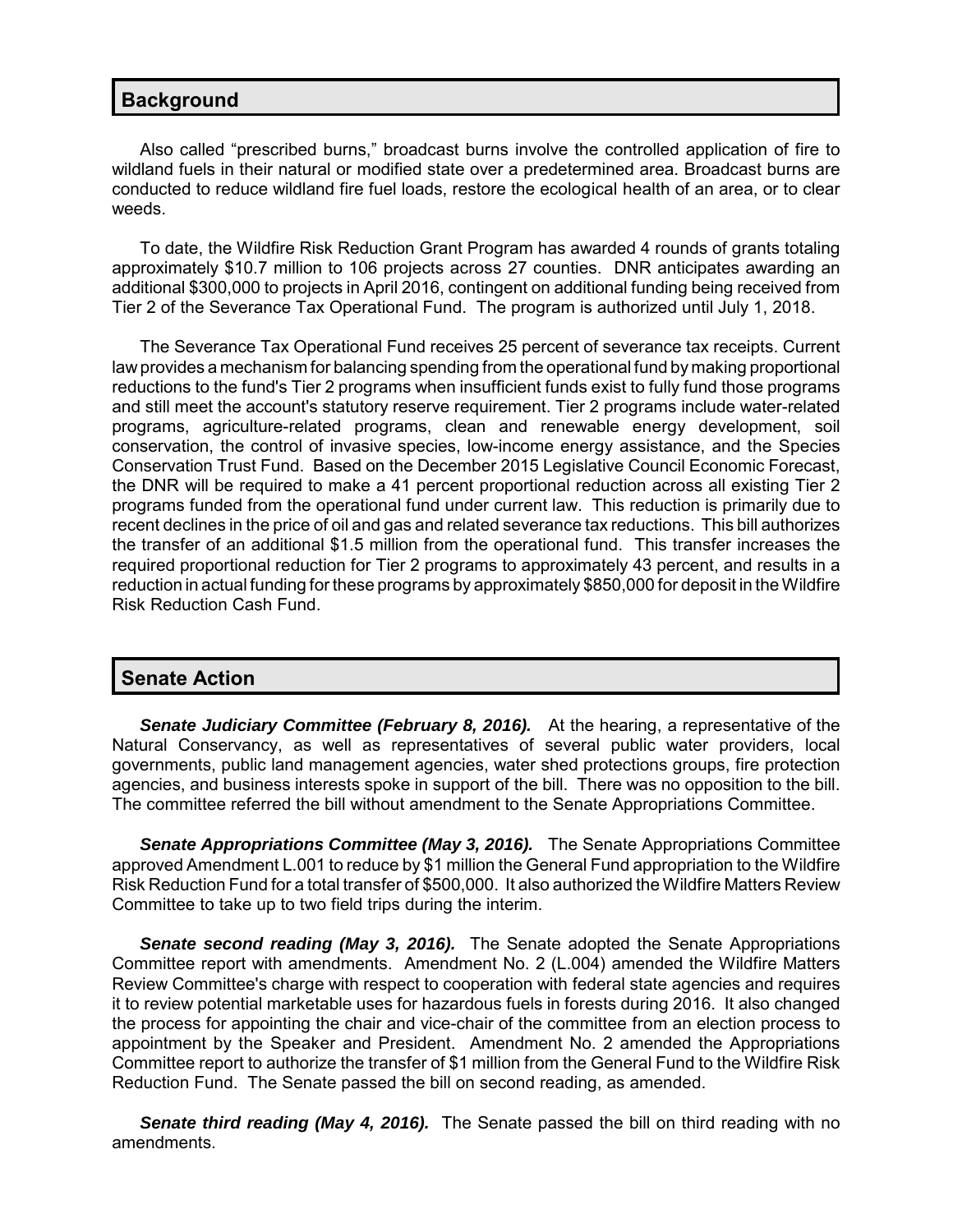## Background

Also called "prescribed burns," broadcast burns involve the controlled application of fire to wildland fuels in their natural or modified state over a predetermined area. Broadcast burns are conducted to reduce wildland fire fuel loads, restore the ecological health of an area, or to clear weeds.

To date, the Wildfire Risk Reduction Grant Program has awarded 4 rounds of grants totaling approximately $10.7 million to 106 projects across 27 counties. DNR anticipates awarding an additional $300,000 to projects in April 2016, contingent on additional funding being received from Tier 2 of the Severance Tax Operational Fund. The program is authorized until July 1, 2018.

The Severance Tax Operational Fund receives 25 percent of severance tax receipts. Current law provides a mechanism for balancing spending from the operational fund by making proportional reductions to the fund's Tier 2 programs when insufficient funds exist to fully fund those programs and still meet the account's statutory reserve requirement. Tier 2 programs include water-related programs, agriculture-related programs, clean and renewable energy development, soil conservation, the control of invasive species, low-income energy assistance, and the Species Conservation Trust Fund. Based on the December 2015 Legislative Council Economic Forecast, the DNR will be required to make a 41 percent proportional reduction across all existing Tier 2 programs funded from the operational fund under current law. This reduction is primarily due to recent declines in the price of oil and gas and related severance tax reductions. This bill authorizes the transfer of an additional $1.5 million from the operational fund. This transfer increases the required proportional reduction for Tier 2 programs to approximately 43 percent, and results in a reduction in actual funding for these programs by approximately $850,000 for deposit in the Wildfire Risk Reduction Cash Fund.

## Senate Action

***Senate Judiciary Committee (February 8, 2016).*** At the hearing, a representative of the Natural Conservancy, as well as representatives of several public water providers, local governments, public land management agencies, water shed protections groups, fire protection agencies, and business interests spoke in support of the bill. There was no opposition to the bill. The committee referred the bill without amendment to the Senate Appropriations Committee.

***Senate Appropriations Committee (May 3, 2016).*** The Senate Appropriations Committee approved Amendment L.001 to reduce by $1 million the General Fund appropriation to the Wildfire Risk Reduction Fund for a total transfer of $500,000. It also authorized the Wildfire Matters Review Committee to take up to two field trips during the interim.

***Senate second reading (May 3, 2016).*** The Senate adopted the Senate Appropriations Committee report with amendments. Amendment No. 2 (L.004) amended the Wildfire Matters Review Committee's charge with respect to cooperation with federal state agencies and requires it to review potential marketable uses for hazardous fuels in forests during 2016. It also changed the process for appointing the chair and vice-chair of the committee from an election process to appointment by the Speaker and President. Amendment No. 2 amended the Appropriations Committee report to authorize the transfer of $1 million from the General Fund to the Wildfire Risk Reduction Fund. The Senate passed the bill on second reading, as amended.

***Senate third reading (May 4, 2016).*** The Senate passed the bill on third reading with no amendments.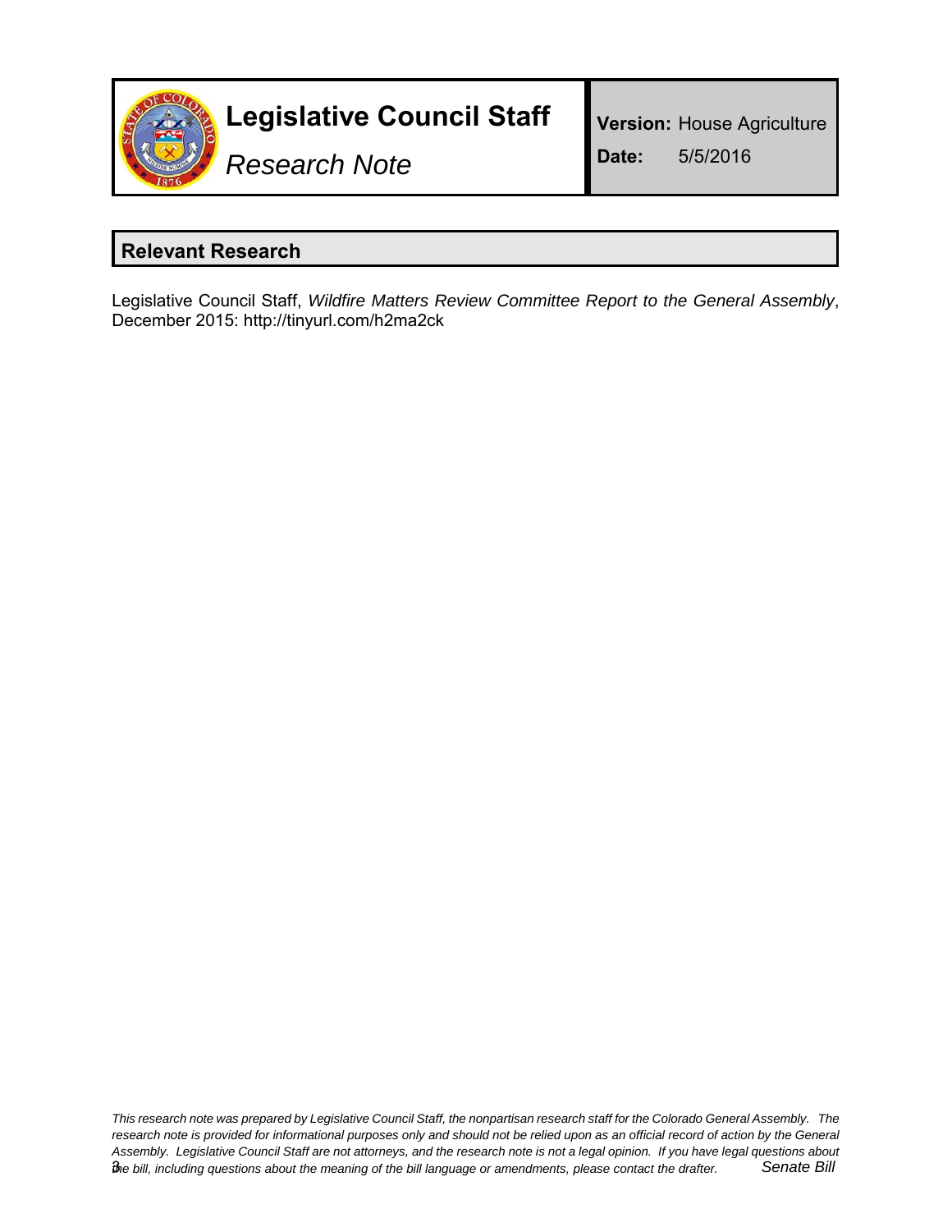# Legislative Council Staff

*Research Note*

**Version:** House Agriculture

**Date:** 5/5/2016

## Relevant Research

Legislative Council Staff, *Wildfire Matters Review Committee Report to the General Assembly*, December 2015: http://tinyurl.com/h2ma2ck

*This research note was prepared by Legislative Council Staff, the nonpartisan research staff for the Colorado General Assembly. The research note is provided for informational purposes only and should not be relied upon as an official record of action by the General Assembly. Legislative Council Staff are not attorneys, and the research note is not a legal opinion. If you have legal questions about the bill, including questions about the meaning of the bill language or amendments, please contact the drafter.*